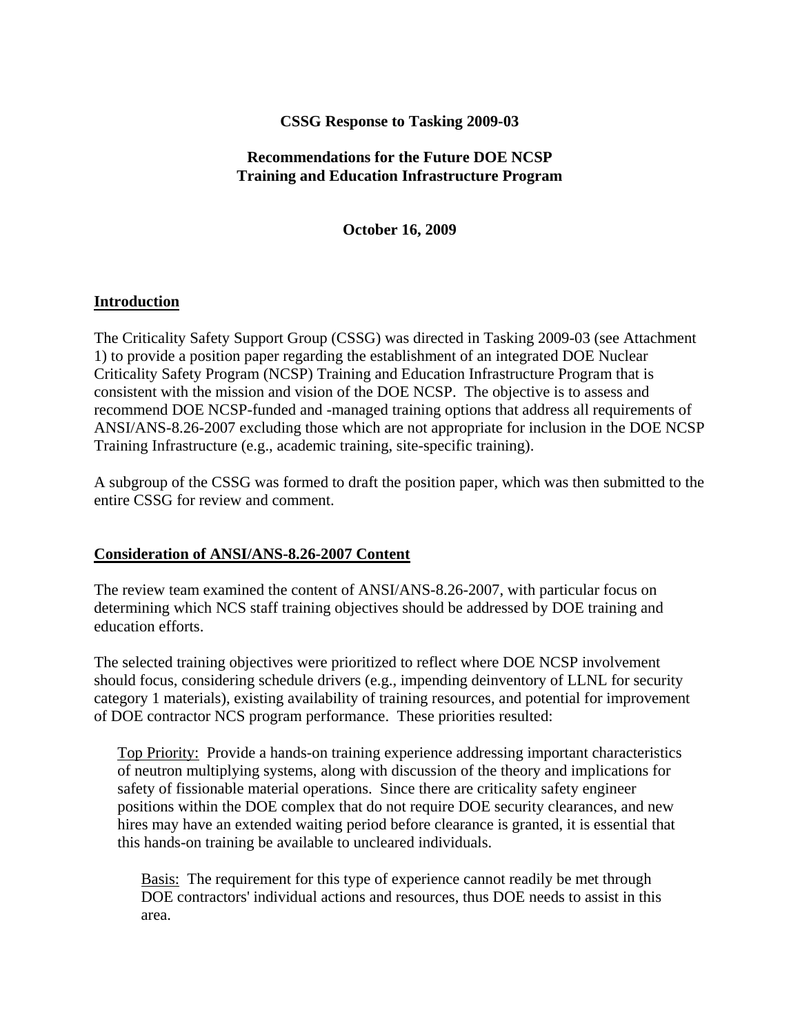**CSSG Response to Tasking 2009-03**

**Recommendations for the Future DOE NCSP Training and Education Infrastructure Program**

**October 16, 2009**

## Introduction

The Criticality Safety Support Group (CSSG) was directed in Tasking 2009-03 (see Attachment 1) to provide a position paper regarding the establishment of an integrated DOE Nuclear Criticality Safety Program (NCSP) Training and Education Infrastructure Program that is consistent with the mission and vision of the DOE NCSP. The objective is to assess and recommend DOE NCSP-funded and -managed training options that address all requirements of ANSI/ANS-8.26-2007 excluding those which are not appropriate for inclusion in the DOE NCSP Training Infrastructure (e.g., academic training, site-specific training).

A subgroup of the CSSG was formed to draft the position paper, which was then submitted to the entire CSSG for review and comment.

## Consideration of ANSI/ANS-8.26-2007 Content

The review team examined the content of ANSI/ANS-8.26-2007, with particular focus on determining which NCS staff training objectives should be addressed by DOE training and education efforts.

The selected training objectives were prioritized to reflect where DOE NCSP involvement should focus, considering schedule drivers (e.g., impending deinventory of LLNL for security category 1 materials), existing availability of training resources, and potential for improvement of DOE contractor NCS program performance. These priorities resulted:

Top Priority: Provide a hands-on training experience addressing important characteristics of neutron multiplying systems, along with discussion of the theory and implications for safety of fissionable material operations. Since there are criticality safety engineer positions within the DOE complex that do not require DOE security clearances, and new hires may have an extended waiting period before clearance is granted, it is essential that this hands-on training be available to uncleared individuals.

Basis: The requirement for this type of experience cannot readily be met through DOE contractors' individual actions and resources, thus DOE needs to assist in this area.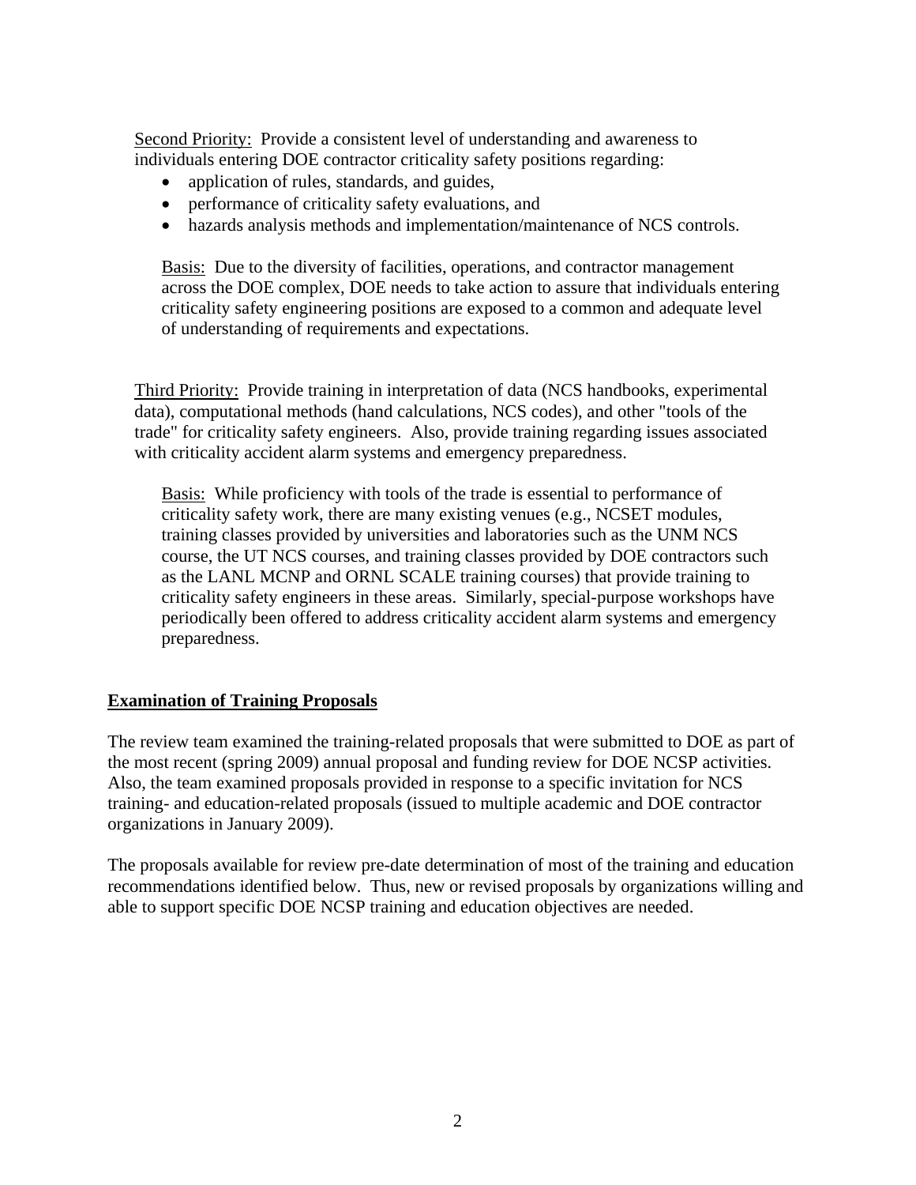Second Priority: Provide a consistent level of understanding and awareness to individuals entering DOE contractor criticality safety positions regarding:

- application of rules, standards, and guides,
- performance of criticality safety evaluations, and
- hazards analysis methods and implementation/maintenance of NCS controls.

Basis: Due to the diversity of facilities, operations, and contractor management across the DOE complex, DOE needs to take action to assure that individuals entering criticality safety engineering positions are exposed to a common and adequate level of understanding of requirements and expectations.

Third Priority: Provide training in interpretation of data (NCS handbooks, experimental data), computational methods (hand calculations, NCS codes), and other "tools of the trade" for criticality safety engineers. Also, provide training regarding issues associated with criticality accident alarm systems and emergency preparedness.

Basis: While proficiency with tools of the trade is essential to performance of criticality safety work, there are many existing venues (e.g., NCSET modules, training classes provided by universities and laboratories such as the UNM NCS course, the UT NCS courses, and training classes provided by DOE contractors such as the LANL MCNP and ORNL SCALE training courses) that provide training to criticality safety engineers in these areas. Similarly, special-purpose workshops have periodically been offered to address criticality accident alarm systems and emergency preparedness.

## Examination of Training Proposals

The review team examined the training-related proposals that were submitted to DOE as part of the most recent (spring 2009) annual proposal and funding review for DOE NCSP activities. Also, the team examined proposals provided in response to a specific invitation for NCS training- and education-related proposals (issued to multiple academic and DOE contractor organizations in January 2009).

The proposals available for review pre-date determination of most of the training and education recommendations identified below. Thus, new or revised proposals by organizations willing and able to support specific DOE NCSP training and education objectives are needed.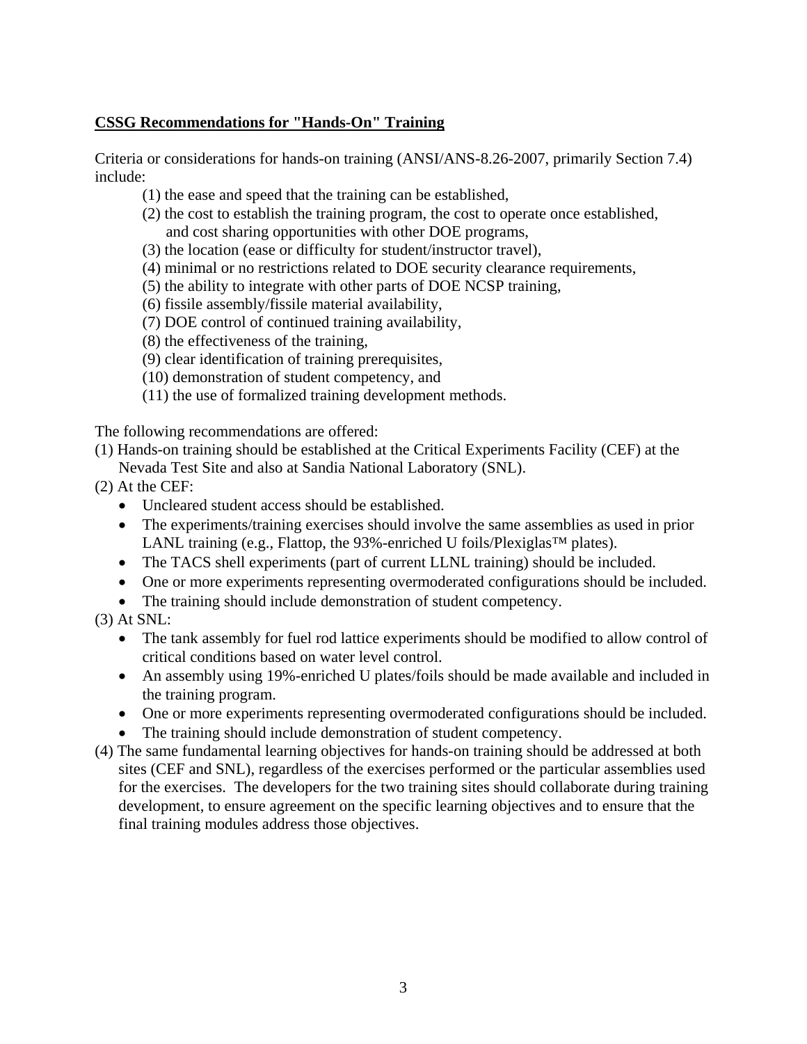**CSSG Recommendations for "Hands-On" Training**

Criteria or considerations for hands-on training (ANSI/ANS-8.26-2007, primarily Section 7.4) include:

(1) the ease and speed that the training can be established,
(2) the cost to establish the training program, the cost to operate once established, and cost sharing opportunities with other DOE programs,
(3) the location (ease or difficulty for student/instructor travel),
(4) minimal or no restrictions related to DOE security clearance requirements,
(5) the ability to integrate with other parts of DOE NCSP training,
(6) fissile assembly/fissile material availability,
(7) DOE control of continued training availability,
(8) the effectiveness of the training,
(9) clear identification of training prerequisites,
(10) demonstration of student competency, and
(11) the use of formalized training development methods.

The following recommendations are offered:

(1) Hands-on training should be established at the Critical Experiments Facility (CEF) at the Nevada Test Site and also at Sandia National Laboratory (SNL).

(2) At the CEF:
- Uncleared student access should be established.
- The experiments/training exercises should involve the same assemblies as used in prior LANL training (e.g., Flattop, the 93%-enriched U foils/Plexiglas™ plates).
- The TACS shell experiments (part of current LLNL training) should be included.
- One or more experiments representing overmoderated configurations should be included.
- The training should include demonstration of student competency.

(3) At SNL:
- The tank assembly for fuel rod lattice experiments should be modified to allow control of critical conditions based on water level control.
- An assembly using 19%-enriched U plates/foils should be made available and included in the training program.
- One or more experiments representing overmoderated configurations should be included.
- The training should include demonstration of student competency.

(4) The same fundamental learning objectives for hands-on training should be addressed at both sites (CEF and SNL), regardless of the exercises performed or the particular assemblies used for the exercises. The developers for the two training sites should collaborate during training development, to ensure agreement on the specific learning objectives and to ensure that the final training modules address those objectives.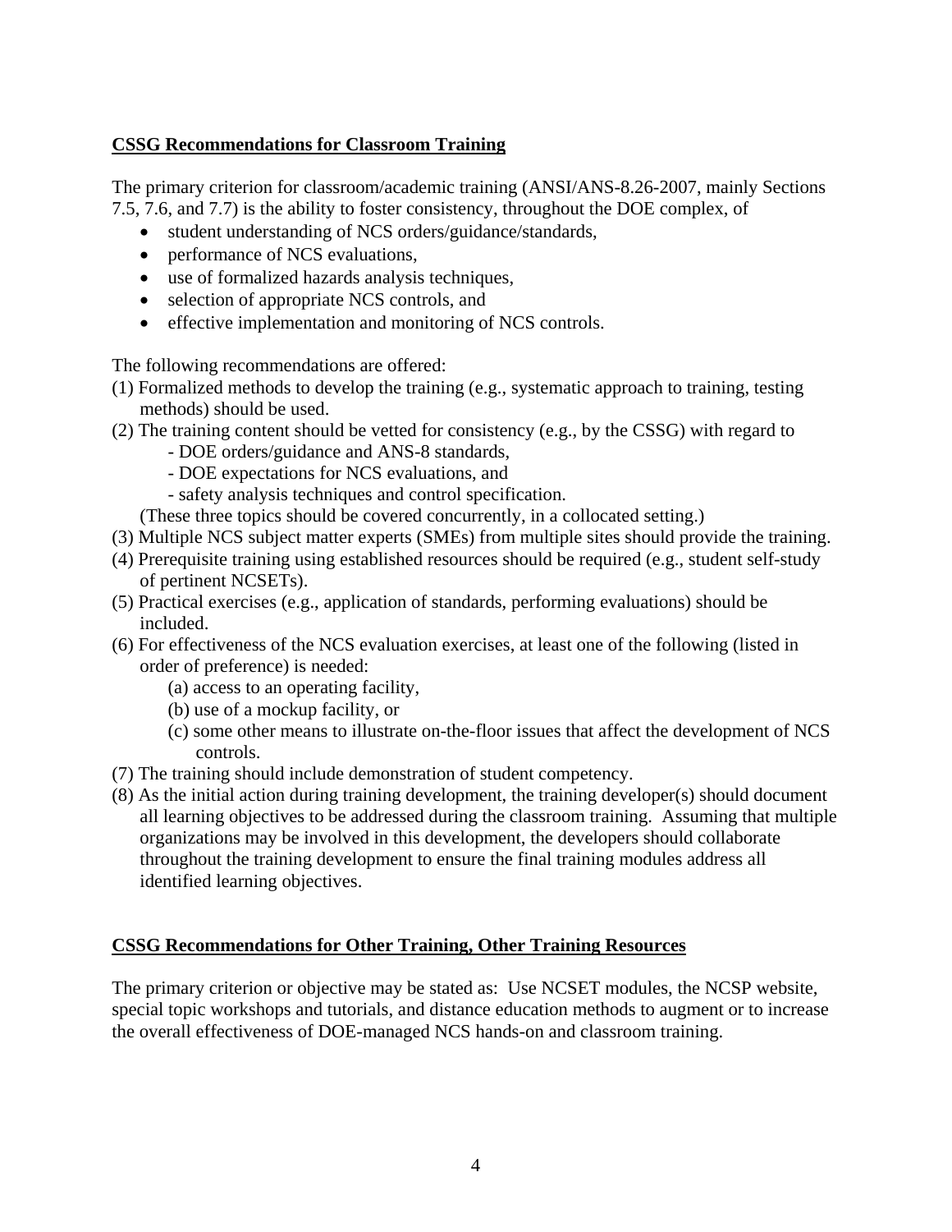## CSSG Recommendations for Classroom Training

The primary criterion for classroom/academic training (ANSI/ANS-8.26-2007, mainly Sections 7.5, 7.6, and 7.7) is the ability to foster consistency, throughout the DOE complex, of

- student understanding of NCS orders/guidance/standards,
- performance of NCS evaluations,
- use of formalized hazards analysis techniques,
- selection of appropriate NCS controls, and
- effective implementation and monitoring of NCS controls.

The following recommendations are offered:

(1) Formalized methods to develop the training (e.g., systematic approach to training, testing methods) should be used.

(2) The training content should be vetted for consistency (e.g., by the CSSG) with regard to
   - DOE orders/guidance and ANS-8 standards,
   - DOE expectations for NCS evaluations, and
   - safety analysis techniques and control specification.

   (These three topics should be covered concurrently, in a collocated setting.)

(3) Multiple NCS subject matter experts (SMEs) from multiple sites should provide the training.

(4) Prerequisite training using established resources should be required (e.g., student self-study of pertinent NCSETs).

(5) Practical exercises (e.g., application of standards, performing evaluations) should be included.

(6) For effectiveness of the NCS evaluation exercises, at least one of the following (listed in order of preference) is needed:
   (a) access to an operating facility,
   (b) use of a mockup facility, or
   (c) some other means to illustrate on-the-floor issues that affect the development of NCS controls.

(7) The training should include demonstration of student competency.

(8) As the initial action during training development, the training developer(s) should document all learning objectives to be addressed during the classroom training. Assuming that multiple organizations may be involved in this development, the developers should collaborate throughout the training development to ensure the final training modules address all identified learning objectives.

## CSSG Recommendations for Other Training, Other Training Resources

The primary criterion or objective may be stated as: Use NCSET modules, the NCSP website, special topic workshops and tutorials, and distance education methods to augment or to increase the overall effectiveness of DOE-managed NCS hands-on and classroom training.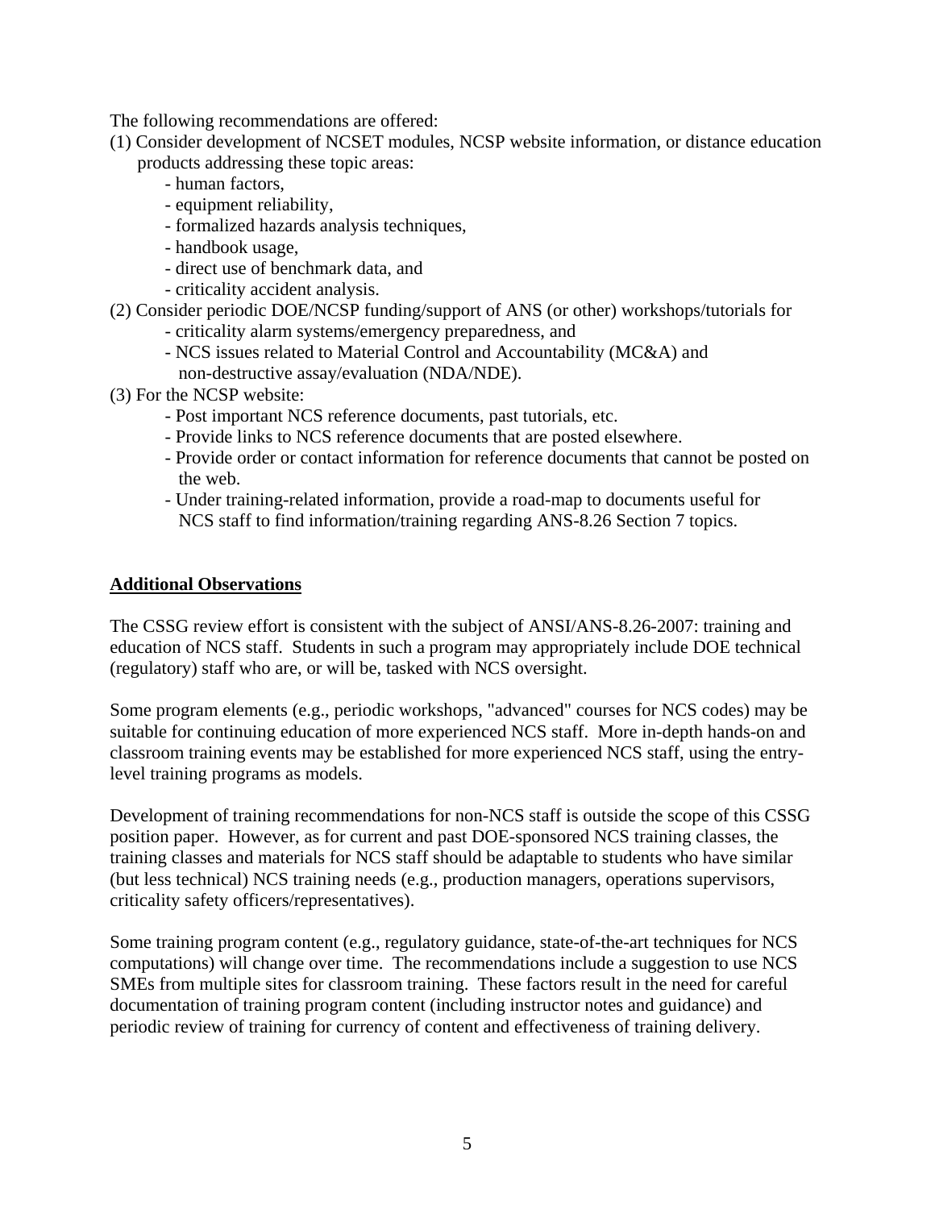The following recommendations are offered:

(1) Consider development of NCSET modules, NCSP website information, or distance education products addressing these topic areas:
   - human factors,
   - equipment reliability,
   - formalized hazards analysis techniques,
   - handbook usage,
   - direct use of benchmark data, and
   - criticality accident analysis.

(2) Consider periodic DOE/NCSP funding/support of ANS (or other) workshops/tutorials for
   - criticality alarm systems/emergency preparedness, and
   - NCS issues related to Material Control and Accountability (MC&A) and non-destructive assay/evaluation (NDA/NDE).

(3) For the NCSP website:
   - Post important NCS reference documents, past tutorials, etc.
   - Provide links to NCS reference documents that are posted elsewhere.
   - Provide order or contact information for reference documents that cannot be posted on the web.
   - Under training-related information, provide a road-map to documents useful for NCS staff to find information/training regarding ANS-8.26 Section 7 topics.

## Additional Observations

The CSSG review effort is consistent with the subject of ANSI/ANS-8.26-2007: training and education of NCS staff. Students in such a program may appropriately include DOE technical (regulatory) staff who are, or will be, tasked with NCS oversight.

Some program elements (e.g., periodic workshops, "advanced" courses for NCS codes) may be suitable for continuing education of more experienced NCS staff. More in-depth hands-on and classroom training events may be established for more experienced NCS staff, using the entry-level training programs as models.

Development of training recommendations for non-NCS staff is outside the scope of this CSSG position paper. However, as for current and past DOE-sponsored NCS training classes, the training classes and materials for NCS staff should be adaptable to students who have similar (but less technical) NCS training needs (e.g., production managers, operations supervisors, criticality safety officers/representatives).

Some training program content (e.g., regulatory guidance, state-of-the-art techniques for NCS computations) will change over time. The recommendations include a suggestion to use NCS SMEs from multiple sites for classroom training. These factors result in the need for careful documentation of training program content (including instructor notes and guidance) and periodic review of training for currency of content and effectiveness of training delivery.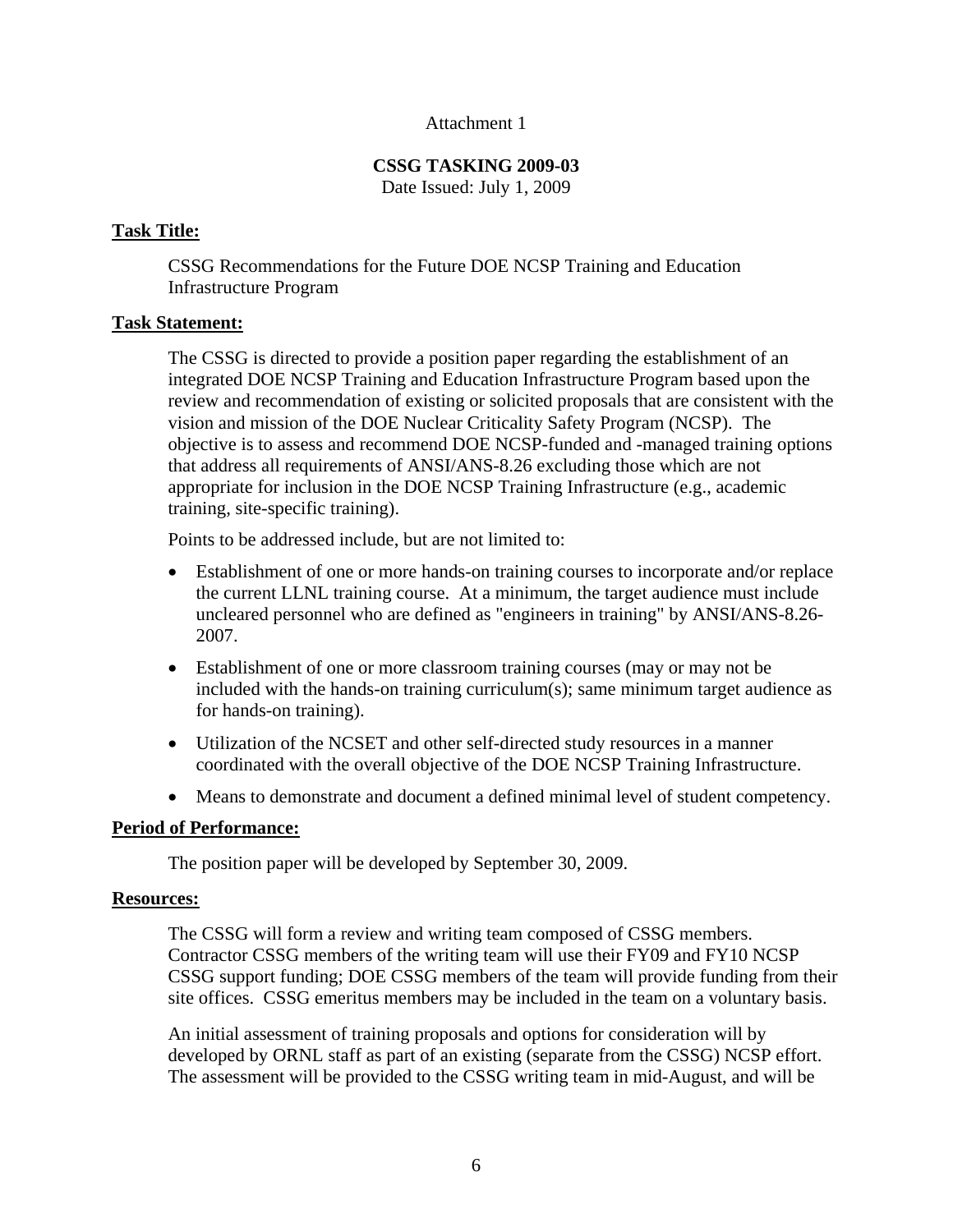Attachment 1

**CSSG TASKING 2009-03**

Date Issued: July 1, 2009

**Task Title:**

CSSG Recommendations for the Future DOE NCSP Training and Education Infrastructure Program

**Task Statement:**

The CSSG is directed to provide a position paper regarding the establishment of an integrated DOE NCSP Training and Education Infrastructure Program based upon the review and recommendation of existing or solicited proposals that are consistent with the vision and mission of the DOE Nuclear Criticality Safety Program (NCSP). The objective is to assess and recommend DOE NCSP-funded and -managed training options that address all requirements of ANSI/ANS-8.26 excluding those which are not appropriate for inclusion in the DOE NCSP Training Infrastructure (e.g., academic training, site-specific training).

Points to be addressed include, but are not limited to:

- Establishment of one or more hands-on training courses to incorporate and/or replace the current LLNL training course. At a minimum, the target audience must include uncleared personnel who are defined as "engineers in training" by ANSI/ANS-8.26-2007.
- Establishment of one or more classroom training courses (may or may not be included with the hands-on training curriculum(s); same minimum target audience as for hands-on training).
- Utilization of the NCSET and other self-directed study resources in a manner coordinated with the overall objective of the DOE NCSP Training Infrastructure.
- Means to demonstrate and document a defined minimal level of student competency.

**Period of Performance:**

The position paper will be developed by September 30, 2009.

**Resources:**

The CSSG will form a review and writing team composed of CSSG members. Contractor CSSG members of the writing team will use their FY09 and FY10 NCSP CSSG support funding; DOE CSSG members of the team will provide funding from their site offices. CSSG emeritus members may be included in the team on a voluntary basis.

An initial assessment of training proposals and options for consideration will by developed by ORNL staff as part of an existing (separate from the CSSG) NCSP effort. The assessment will be provided to the CSSG writing team in mid-August, and will be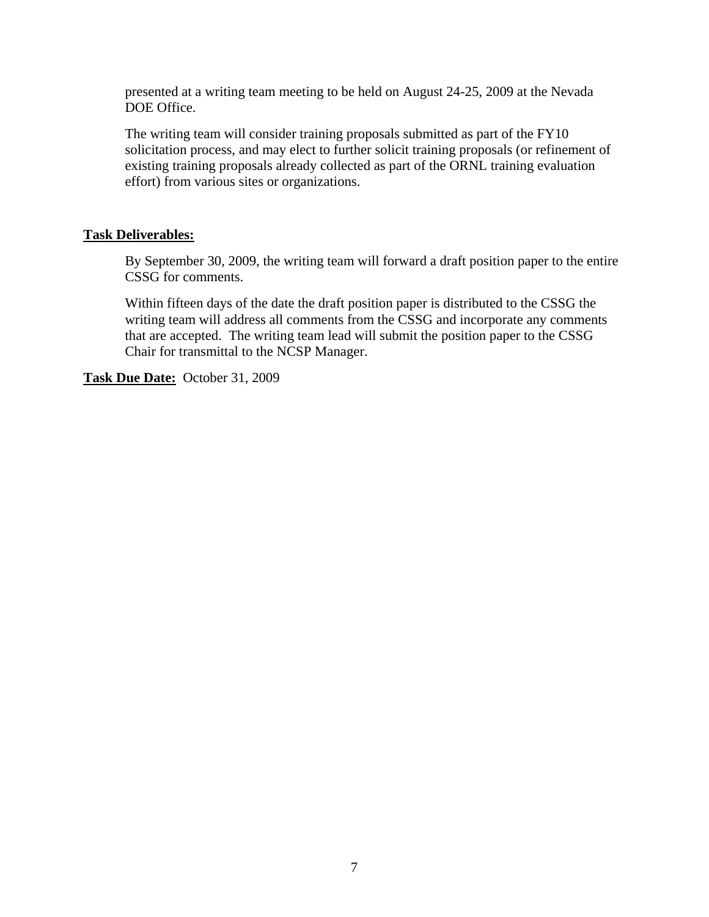presented at a writing team meeting to be held on August 24-25, 2009 at the Nevada DOE Office.

The writing team will consider training proposals submitted as part of the FY10 solicitation process, and may elect to further solicit training proposals (or refinement of existing training proposals already collected as part of the ORNL training evaluation effort) from various sites or organizations.

**Task Deliverables:**

By September 30, 2009, the writing team will forward a draft position paper to the entire CSSG for comments.

Within fifteen days of the date the draft position paper is distributed to the CSSG the writing team will address all comments from the CSSG and incorporate any comments that are accepted. The writing team lead will submit the position paper to the CSSG Chair for transmittal to the NCSP Manager.

**Task Due Date:** October 31, 2009